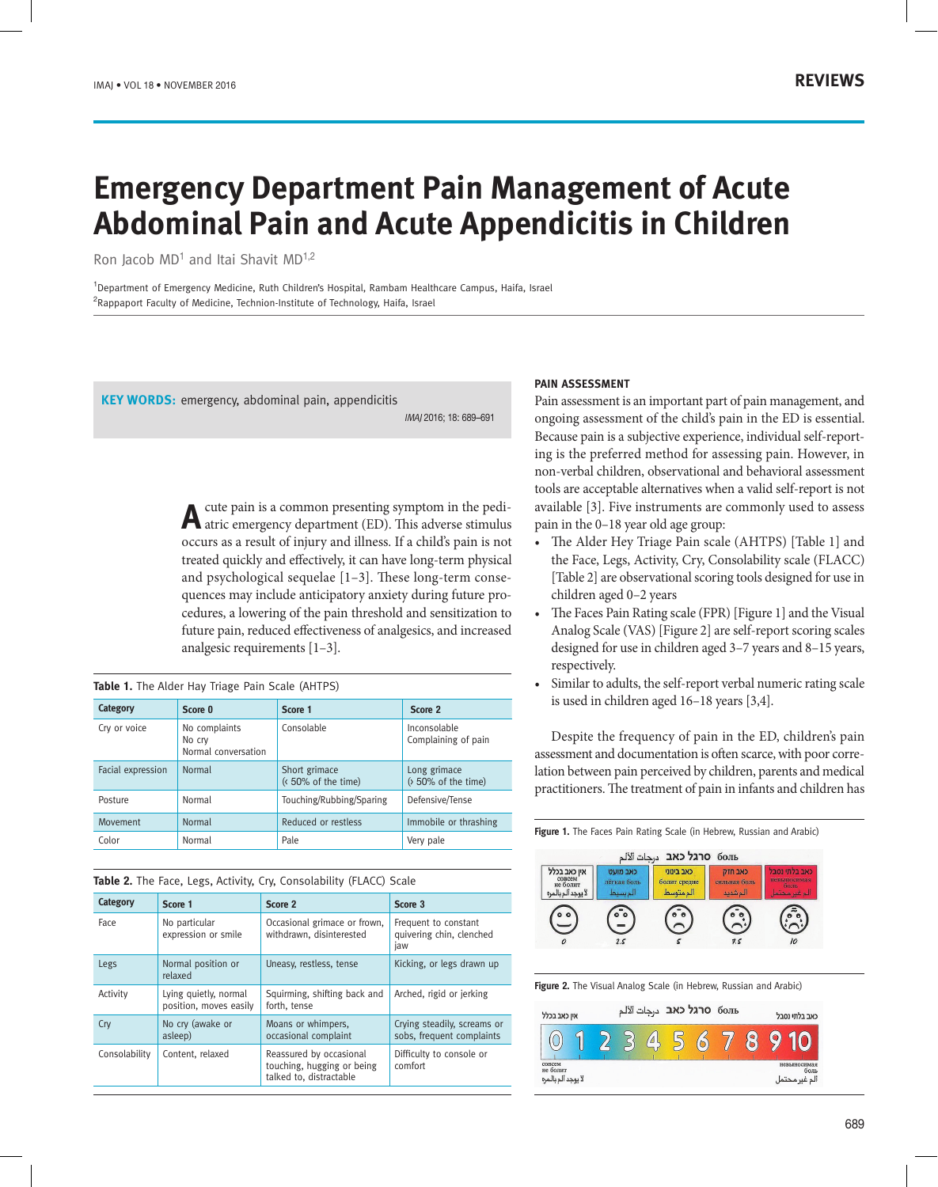# Emergency Department Pain Management of Acute Abdominal Pain and Acute Appendicitis in Children

Ron Jacob MD[1] and Itai Shavit MD[1,2]

[1]Department of Emergency Medicine, Ruth Children's Hospital, Rambam Healthcare Campus, Haifa, Israel
[2]Rappaport Faculty of Medicine, Technion-Institute of Technology, Haifa, Israel

**KEY WORDS:** emergency, abdominal pain, appendicitis

*IMAJ* 2016; 18: 689–691

Acute pain is a common presenting symptom in the pediatric emergency department (ED). This adverse stimulus occurs as a result of injury and illness. If a child's pain is not treated quickly and effectively, it can have long-term physical and psychological sequelae [1–3]. These long-term consequences may include anticipatory anxiety during future procedures, a lowering of the pain threshold and sensitization to future pain, reduced effectiveness of analgesics, and increased analgesic requirements [1–3].

**Table 1.** The Alder Hay Triage Pain Scale (AHTPS)

| Category | Score 0 | Score 1 | Score 2 |
|---|---|---|---|
| Cry or voice | No complaints<br>No cry<br>Normal conversation | Consolable | Inconsolable<br>Complaining of pain |
| Facial expression | Normal | Short grimace<br>(< 50% of the time) | Long grimace<br>(> 50% of the time) |
| Posture | Normal | Touching/Rubbing/Sparing | Defensive/Tense |
| Movement | Normal | Reduced or restless | Immobile or thrashing |
| Color | Normal | Pale | Very pale |

**Table 2.** The Face, Legs, Activity, Cry, Consolability (FLACC) Scale

| Category | Score 1 | Score 2 | Score 3 |
|---|---|---|---|
| Face | No particular expression or smile | Occasional grimace or frown, withdrawn, disinterested | Frequent to constant quivering chin, clenched jaw |
| Legs | Normal position or relaxed | Uneasy, restless, tense | Kicking, or legs drawn up |
| Activity | Lying quietly, normal position, moves easily | Squirming, shifting back and forth, tense | Arched, rigid or jerking |
| Cry | No cry (awake or asleep) | Moans or whimpers, occasional complaint | Crying steadily, screams or sobs, frequent complaints |
| Consolability | Content, relaxed | Reassured by occasional touching, hugging or being talked to, distractable | Difficulty to console or comfort |

## PAIN ASSESSMENT

Pain assessment is an important part of pain management, and ongoing assessment of the child's pain in the ED is essential. Because pain is a subjective experience, individual self-reporting is the preferred method for assessing pain. However, in non-verbal children, observational and behavioral assessment tools are acceptable alternatives when a valid self-report is not available [3]. Five instruments are commonly used to assess pain in the 0–18 year old age group:

- The Alder Hey Triage Pain scale (AHTPS) [Table 1] and the Face, Legs, Activity, Cry, Consolability scale (FLACC) [Table 2] are observational scoring tools designed for use in children aged 0–2 years
- The Faces Pain Rating scale (FPR) [Figure 1] and the Visual Analog Scale (VAS) [Figure 2] are self-report scoring scales designed for use in children aged 3–7 years and 8–15 years, respectively.
- Similar to adults, the self-report verbal numeric rating scale is used in children aged 16–18 years [3,4].

Despite the frequency of pain in the ED, children's pain assessment and documentation is often scarce, with poor correlation between pain perceived by children, parents and medical practitioners. The treatment of pain in infants and children has

**Figure 1.** The Faces Pain Rating Scale (in Hebrew, Russian and Arabic)

**Figure 2.** The Visual Analog Scale (in Hebrew, Russian and Arabic)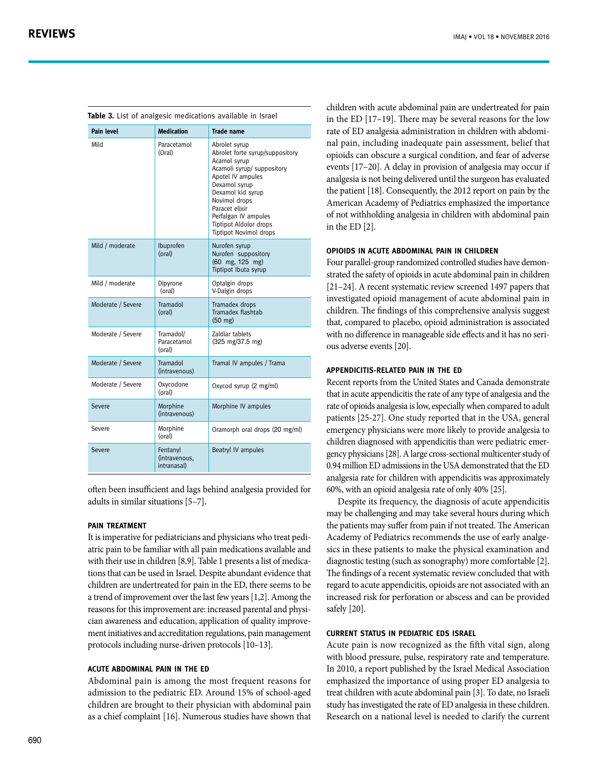**Table 3.** List of analgesic medications available in Israel

| Pain level | Medication | Trade name |
|---|---|---|
| Mild | Paracetamol (Oral) | Abrolet syrup<br>Abrolet forte syrup/suppository<br>Acamol syrup<br>Acamoli syrup/ suppository<br>Apotel IV ampules<br>Dexamol syrup<br>Dexamol kid syrup<br>Novimol drops<br>Paracet elixir<br>Perfalgan IV ampules<br>Tiptipot Aldolor drops<br>Tiptipot Novimol drops |
| Mild / moderate | Ibuprofen (oral) | Nurofen syrup<br>Nurofen suppository<br>(60 mg, 125 mg)<br>Tiptipot Ibuta syrup |
| Mild / moderate | Dipyrone (oral) | Optalgin drops<br>V-Dalgin drops |
| Moderate / Severe | Tramadol (oral) | Tramadex drops<br>Tramadex flashtab<br>(50 mg) |
| Moderate / Severe | Tramadol/ Paracetamol (oral) | Zaldiar tablets<br>(325 mg/37.5 mg) |
| Moderate / Severe | Tramadol (intravenous) | Tramal IV ampules / Trama |
| Moderate / Severe | Oxycodone (oral) | Oxycod syrup (2 mg/ml) |
| Severe | Morphine (intravenous) | Morphine IV ampules |
| Severe | Morphine (oral) | Oramorph oral drops (20 mg/ml) |
| Severe | Fentanyl (intravenous, intranasal) | Beatryl IV ampules |

often been insufficient and lags behind analgesia provided for adults in similar situations [5–7].

### PAIN TREATMENT

It is imperative for pediatricians and physicians who treat pediatric pain to be familiar with all pain medications available and with their use in children [8,9]. Table 1 presents a list of medications that can be used in Israel. Despite abundant evidence that children are undertreated for pain in the ED, there seems to be a trend of improvement over the last few years [1,2]. Among the reasons for this improvement are: increased parental and physician awareness and education, application of quality improvement initiatives and accreditation regulations, pain management protocols including nurse-driven protocols [10–13].

### ACUTE ABDOMINAL PAIN IN THE ED

Abdominal pain is among the most frequent reasons for admission to the pediatric ED. Around 15% of school-aged children are brought to their physician with abdominal pain as a chief complaint [16]. Numerous studies have shown that children with acute abdominal pain are undertreated for pain in the ED [17–19]. There may be several reasons for the low rate of ED analgesia administration in children with abdominal pain, including inadequate pain assessment, belief that opioids can obscure a surgical condition, and fear of adverse events [17–20]. A delay in provision of analgesia may occur if analgesia is not being delivered until the surgeon has evaluated the patient [18]. Consequently, the 2012 report on pain by the American Academy of Pediatrics emphasized the importance of not withholding analgesia in children with abdominal pain in the ED [2].

### OPIOIDS IN ACUTE ABDOMINAL PAIN IN CHILDREN

Four parallel-group randomized controlled studies have demonstrated the safety of opioids in acute abdominal pain in children [21–24]. A recent systematic review screened 1497 papers that investigated opioid management of acute abdominal pain in children. The findings of this comprehensive analysis suggest that, compared to placebo, opioid administration is associated with no difference in manageable side effects and it has no serious adverse events [20].

### APPENDICITIS-RELATED PAIN IN THE ED

Recent reports from the United States and Canada demonstrate that in acute appendicitis the rate of any type of analgesia and the rate of opioids analgesia is low, especially when compared to adult patients [25-27]. One study reported that in the USA, general emergency physicians were more likely to provide analgesia to children diagnosed with appendicitis than were pediatric emergency physicians [28]. A large cross-sectional multicenter study of 0.94 million ED admissions in the USA demonstrated that the ED analgesia rate for children with appendicitis was approximately 60%, with an opioid analgesia rate of only 40% [25].

Despite its frequency, the diagnosis of acute appendicitis may be challenging and may take several hours during which the patients may suffer from pain if not treated. The American Academy of Pediatrics recommends the use of early analgesics in these patients to make the physical examination and diagnostic testing (such as sonography) more comfortable [2]. The findings of a recent systematic review concluded that with regard to acute appendicitis, opioids are not associated with an increased risk for perforation or abscess and can be provided safely [20].

### CURRENT STATUS IN PEDIATRIC EDS ISRAEL

Acute pain is now recognized as the fifth vital sign, along with blood pressure, pulse, respiratory rate and temperature. In 2010, a report published by the Israel Medical Association emphasized the importance of using proper ED analgesia to treat children with acute abdominal pain [3]. To date, no Israeli study has investigated the rate of ED analgesia in these children. Research on a national level is needed to clarify the current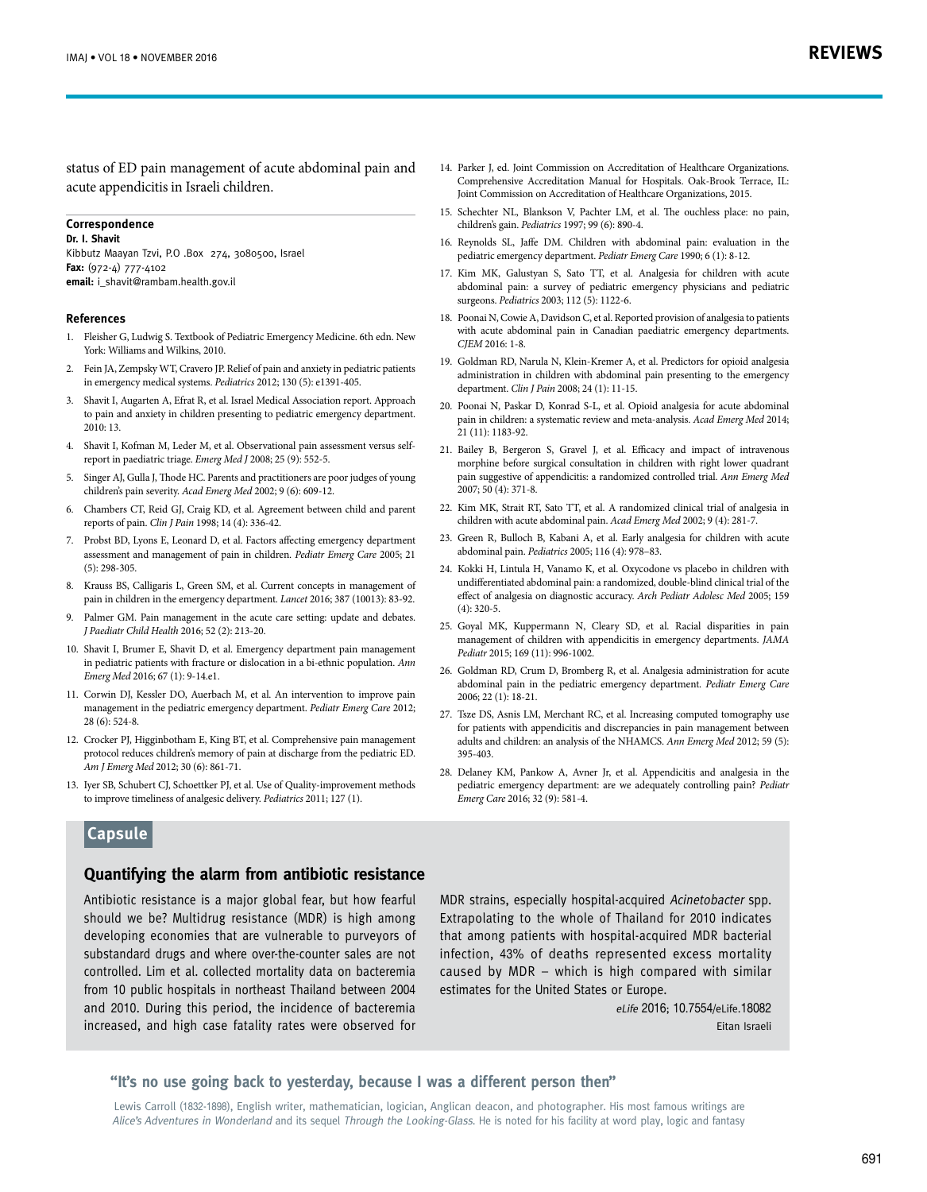status of ED pain management of acute abdominal pain and acute appendicitis in Israeli children.

**Correspondence**

**Dr. I. Shavit**
Kibbutz Maayan Tzvi, P.O .Box 274, 3080500, Israel
**Fax:** (972-4) 777-4102
**email:** i_shavit@rambam.health.gov.il

### References

1. Fleisher G, Ludwig S. Textbook of Pediatric Emergency Medicine. 6th edn. New York: Williams and Wilkins, 2010.
2. Fein JA, Zempsky WT, Cravero JP. Relief of pain and anxiety in pediatric patients in emergency medical systems. *Pediatrics* 2012; 130 (5): e1391-405.
3. Shavit I, Augarten A, Efrat R, et al. Israel Medical Association report. Approach to pain and anxiety in children presenting to pediatric emergency department. 2010: 13.
4. Shavit I, Kofman M, Leder M, et al. Observational pain assessment versus self-report in paediatric triage. *Emerg Med J* 2008; 25 (9): 552-5.
5. Singer AJ, Gulla J, Thode HC. Parents and practitioners are poor judges of young children's pain severity. *Acad Emerg Med* 2002; 9 (6): 609-12.
6. Chambers CT, Reid GJ, Craig KD, et al. Agreement between child and parent reports of pain. *Clin J Pain* 1998; 14 (4): 336-42.
7. Probst BD, Lyons E, Leonard D, et al. Factors affecting emergency department assessment and management of pain in children. *Pediatr Emerg Care* 2005; 21 (5): 298-305.
8. Krauss BS, Calligaris L, Green SM, et al. Current concepts in management of pain in children in the emergency department. *Lancet* 2016; 387 (10013): 83-92.
9. Palmer GM. Pain management in the acute care setting: update and debates. *J Paediatr Child Health* 2016; 52 (2): 213-20.
10. Shavit I, Brumer E, Shavit D, et al. Emergency department pain management in pediatric patients with fracture or dislocation in a bi-ethnic population. *Ann Emerg Med* 2016; 67 (1): 9-14.e1.
11. Corwin DJ, Kessler DO, Auerbach M, et al. An intervention to improve pain management in the pediatric emergency department. *Pediatr Emerg Care* 2012; 28 (6): 524-8.
12. Crocker PJ, Higginbotham E, King BT, et al. Comprehensive pain management protocol reduces children's memory of pain at discharge from the pediatric ED. *Am J Emerg Med* 2012; 30 (6): 861-71.
13. Iyer SB, Schubert CJ, Schoettker PJ, et al. Use of Quality-improvement methods to improve timeliness of analgesic delivery. *Pediatrics* 2011; 127 (1).
14. Parker J, ed. Joint Commission on Accreditation of Healthcare Organizations. Comprehensive Accreditation Manual for Hospitals. Oak-Brook Terrace, IL: Joint Commission on Accreditation of Healthcare Organizations, 2015.
15. Schechter NL, Blankson V, Pachter LM, et al. The ouchless place: no pain, children's gain. *Pediatrics* 1997; 99 (6): 890-4.
16. Reynolds SL, Jaffe DM. Children with abdominal pain: evaluation in the pediatric emergency department. *Pediatr Emerg Care* 1990; 6 (1): 8-12.
17. Kim MK, Galustyan S, Sato TT, et al. Analgesia for children with acute abdominal pain: a survey of pediatric emergency physicians and pediatric surgeons. *Pediatrics* 2003; 112 (5): 1122-6.
18. Poonai N, Cowie A, Davidson C, et al. Reported provision of analgesia to patients with acute abdominal pain in Canadian paediatric emergency departments. *CJEM* 2016: 1-8.
19. Goldman RD, Narula N, Klein-Kremer A, et al. Predictors for opioid analgesia administration in children with abdominal pain presenting to the emergency department. *Clin J Pain* 2008; 24 (1): 11-15.
20. Poonai N, Paskar D, Konrad S-L, et al. Opioid analgesia for acute abdominal pain in children: a systematic review and meta-analysis. *Acad Emerg Med* 2014; 21 (11): 1183-92.
21. Bailey B, Bergeron S, Gravel J, et al. Efficacy and impact of intravenous morphine before surgical consultation in children with right lower quadrant pain suggestive of appendicitis: a randomized controlled trial. *Ann Emerg Med* 2007; 50 (4): 371-8.
22. Kim MK, Strait RT, Sato TT, et al. A randomized clinical trial of analgesia in children with acute abdominal pain. *Acad Emerg Med* 2002; 9 (4): 281-7.
23. Green R, Bulloch B, Kabani A, et al. Early analgesia for children with acute abdominal pain. *Pediatrics* 2005; 116 (4): 978–83.
24. Kokki H, Lintula H, Vanamo K, et al. Oxycodone vs placebo in children with undifferentiated abdominal pain: a randomized, double-blind clinical trial of the effect of analgesia on diagnostic accuracy. *Arch Pediatr Adolesc Med* 2005; 159 (4): 320-5.
25. Goyal MK, Kuppermann N, Cleary SD, et al. Racial disparities in pain management of children with appendicitis in emergency departments. *JAMA Pediatr* 2015; 169 (11): 996-1002.
26. Goldman RD, Crum D, Bromberg R, et al. Analgesia administration for acute abdominal pain in the pediatric emergency department. *Pediatr Emerg Care* 2006; 22 (1): 18-21.
27. Tsze DS, Asnis LM, Merchant RC, et al. Increasing computed tomography use for patients with appendicitis and discrepancies in pain management between adults and children: an analysis of the NHAMCS. *Ann Emerg Med* 2012; 59 (5): 395-403.
28. Delaney KM, Pankow A, Avner Jr, et al. Appendicitis and analgesia in the pediatric emergency department: are we adequately controlling pain? *Pediatr Emerg Care* 2016; 32 (9): 581-4.

**Capsule**

### Quantifying the alarm from antibiotic resistance

Antibiotic resistance is a major global fear, but how fearful should we be? Multidrug resistance (MDR) is high among developing economies that are vulnerable to purveyors of substandard drugs and where over-the-counter sales are not controlled. Lim et al. collected mortality data on bacteremia from 10 public hospitals in northeast Thailand between 2004 and 2010. During this period, the incidence of bacteremia increased, and high case fatality rates were observed for MDR strains, especially hospital-acquired *Acinetobacter* spp. Extrapolating to the whole of Thailand for 2010 indicates that among patients with hospital-acquired MDR bacterial infection, 43% of deaths represented excess mortality caused by MDR – which is high compared with similar estimates for the United States or Europe.

*eLife* 2016; 10.7554/eLife.18082

Eitan Israeli

**"It's no use going back to yesterday, because I was a different person then"**

Lewis Carroll (1832-1898), English writer, mathematician, logician, Anglican deacon, and photographer. His most famous writings are *Alice's Adventures in Wonderland* and its sequel *Through the Looking-Glass*. He is noted for his facility at word play, logic and fantasy